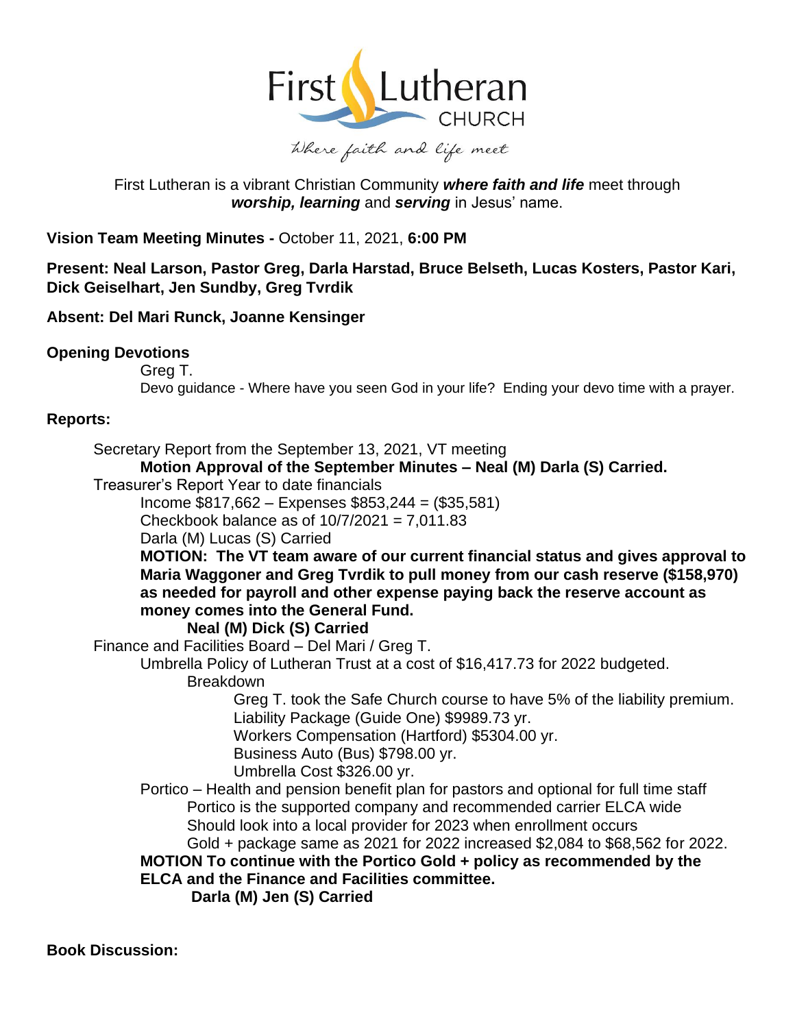First Lutheran Church

*Where faith and life meet*

First Lutheran is a vibrant Christian Community ***where faith and life*** meet through ***worship, learning*** and ***serving*** in Jesus' name.

**Vision Team Meeting Minutes -** October 11, 2021, **6:00 PM**

**Present: Neal Larson, Pastor Greg, Darla Harstad, Bruce Belseth, Lucas Kosters, Pastor Kari, Dick Geiselhart, Jen Sundby, Greg Tvrdik**

**Absent: Del Mari Runck, Joanne Kensinger**

**Opening Devotions**

Greg T.

Devo guidance - Where have you seen God in your life? Ending your devo time with a prayer.

**Reports:**

Secretary Report from the September 13, 2021, VT meeting

**Motion Approval of the September Minutes – Neal (M) Darla (S) Carried.**

Treasurer's Report Year to date financials

Income $817,662 – Expenses $853,244 = ($35,581)

Checkbook balance as of 10/7/2021 = 7,011.83

Darla (M) Lucas (S) Carried

**MOTION: The VT team aware of our current financial status and gives approval to Maria Waggoner and Greg Tvrdik to pull money from our cash reserve ($158,970) as needed for payroll and other expense paying back the reserve account as money comes into the General Fund.**

**Neal (M) Dick (S) Carried**

Finance and Facilities Board – Del Mari / Greg T.

Umbrella Policy of Lutheran Trust at a cost of $16,417.73 for 2022 budgeted.

Breakdown

Greg T. took the Safe Church course to have 5% of the liability premium.

Liability Package (Guide One) $9989.73 yr.

Workers Compensation (Hartford) $5304.00 yr.

Business Auto (Bus) $798.00 yr.

Umbrella Cost $326.00 yr.

Portico – Health and pension benefit plan for pastors and optional for full time staff

Portico is the supported company and recommended carrier ELCA wide

Should look into a local provider for 2023 when enrollment occurs

Gold + package same as 2021 for 2022 increased $2,084 to $68,562 for 2022.

**MOTION To continue with the Portico Gold + policy as recommended by the ELCA and the Finance and Facilities committee.**

**Darla (M) Jen (S) Carried**

**Book Discussion:**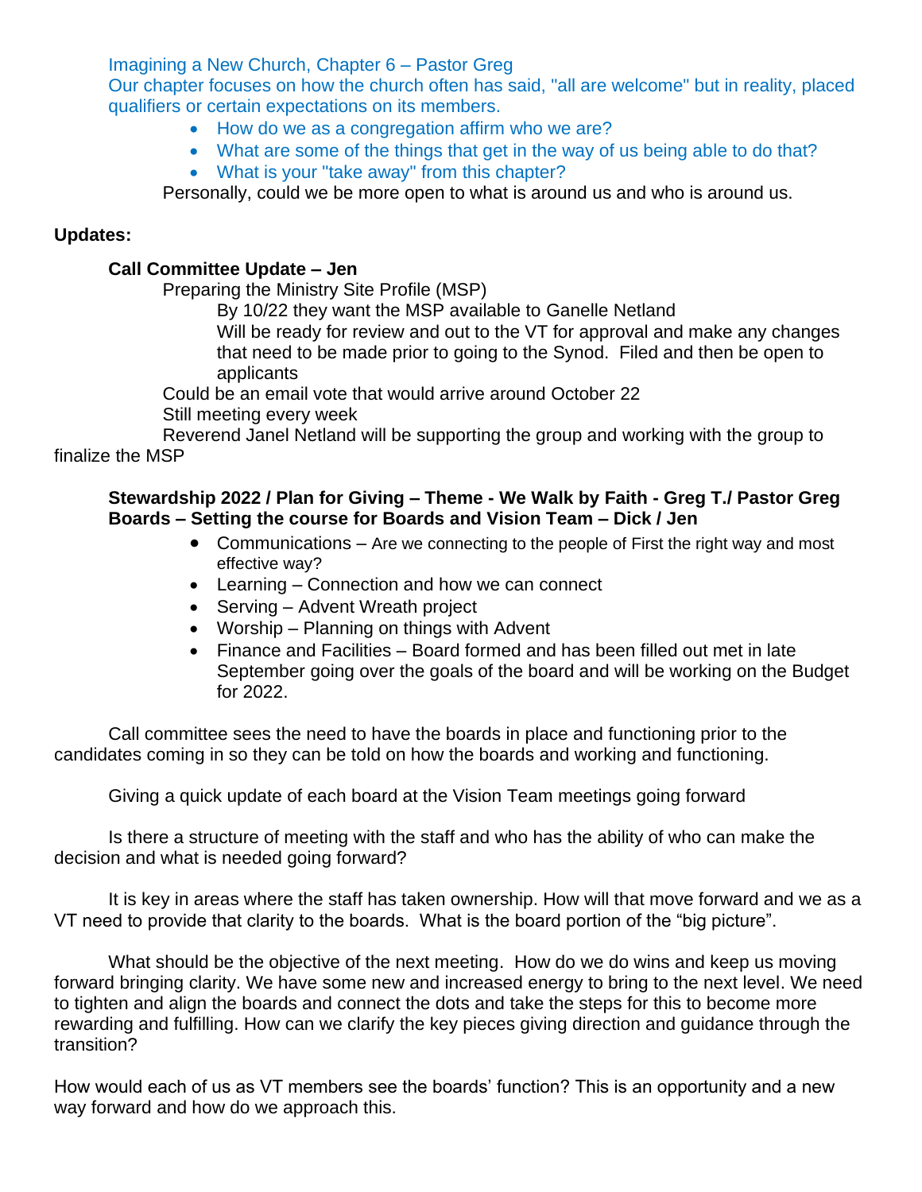Imagining a New Church, Chapter 6 – Pastor Greg
Our chapter focuses on how the church often has said, "all are welcome" but in reality, placed qualifiers or certain expectations on its members.

- How do we as a congregation affirm who we are?
- What are some of the things that get in the way of us being able to do that?
- What is your "take away" from this chapter?

Personally, could we be more open to what is around us and who is around us.

**Updates:**

**Call Committee Update – Jen**

Preparing the Ministry Site Profile (MSP)

By 10/22 they want the MSP available to Ganelle Netland

Will be ready for review and out to the VT for approval and make any changes that need to be made prior to going to the Synod. Filed and then be open to applicants

Could be an email vote that would arrive around October 22

Still meeting every week

Reverend Janel Netland will be supporting the group and working with the group to finalize the MSP

**Stewardship 2022 / Plan for Giving – Theme - We Walk by Faith - Greg T./ Pastor Greg**
**Boards – Setting the course for Boards and Vision Team – Dick / Jen**

- Communications – Are we connecting to the people of First the right way and most effective way?
- Learning – Connection and how we can connect
- Serving – Advent Wreath project
- Worship – Planning on things with Advent
- Finance and Facilities – Board formed and has been filled out met in late September going over the goals of the board and will be working on the Budget for 2022.

Call committee sees the need to have the boards in place and functioning prior to the candidates coming in so they can be told on how the boards and working and functioning.

Giving a quick update of each board at the Vision Team meetings going forward

Is there a structure of meeting with the staff and who has the ability of who can make the decision and what is needed going forward?

It is key in areas where the staff has taken ownership. How will that move forward and we as a VT need to provide that clarity to the boards. What is the board portion of the "big picture".

What should be the objective of the next meeting. How do we do wins and keep us moving forward bringing clarity. We have some new and increased energy to bring to the next level. We need to tighten and align the boards and connect the dots and take the steps for this to become more rewarding and fulfilling. How can we clarify the key pieces giving direction and guidance through the transition?

How would each of us as VT members see the boards' function? This is an opportunity and a new way forward and how do we approach this.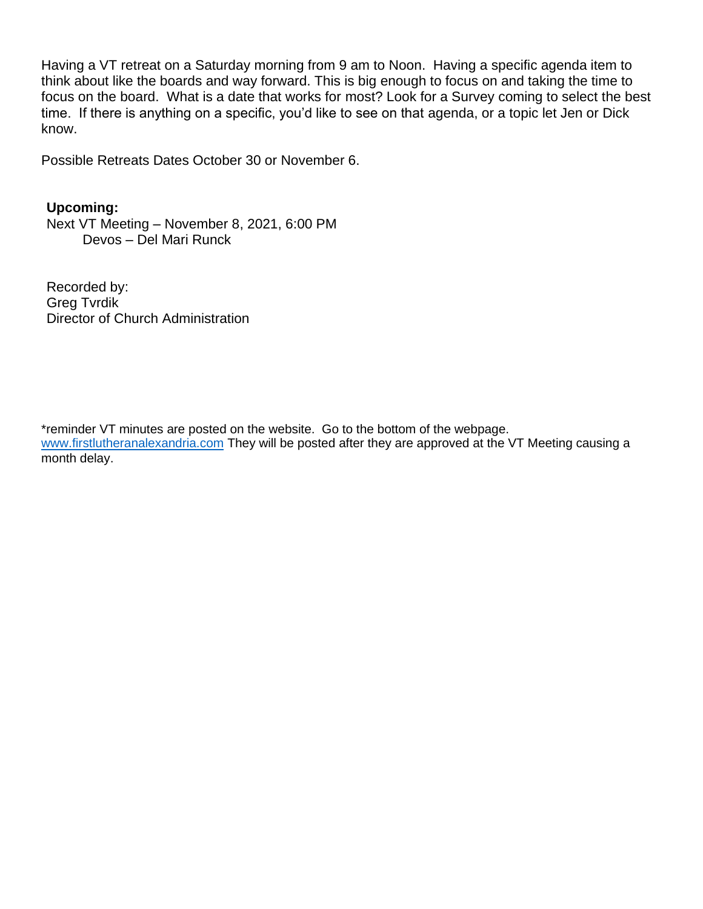Having a VT retreat on a Saturday morning from 9 am to Noon. Having a specific agenda item to think about like the boards and way forward. This is big enough to focus on and taking the time to focus on the board. What is a date that works for most? Look for a Survey coming to select the best time. If there is anything on a specific, you'd like to see on that agenda, or a topic let Jen or Dick know.

Possible Retreats Dates October 30 or November 6.

**Upcoming:**
Next VT Meeting – November 8, 2021, 6:00 PM
Devos – Del Mari Runck

Recorded by:
Greg Tvrdik
Director of Church Administration

*reminder VT minutes are posted on the website. Go to the bottom of the webpage. www.firstlutheranalexandria.com They will be posted after they are approved at the VT Meeting causing a month delay.